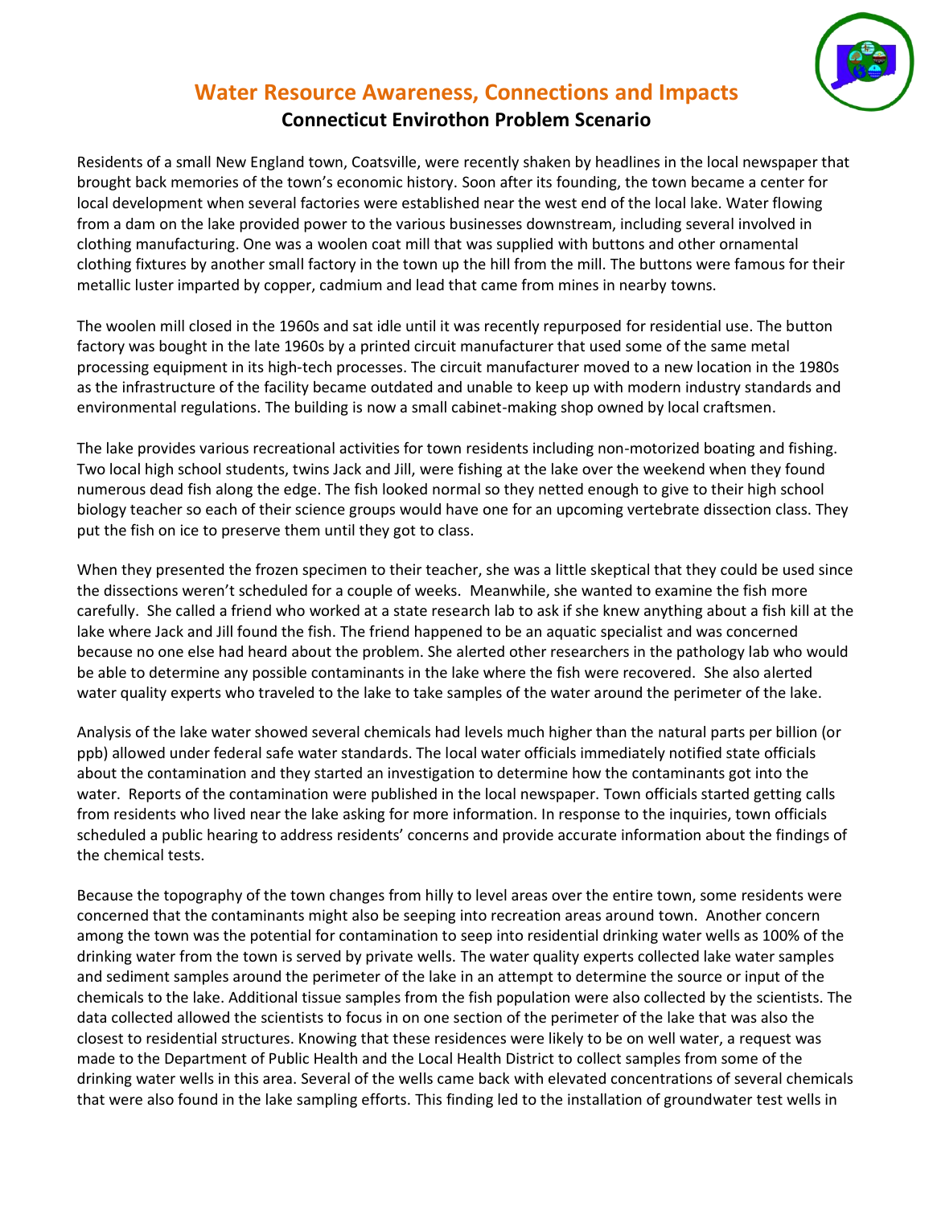# Water Resource Awareness, Connections and Impacts

## Connecticut Envirothon Problem Scenario

Residents of a small New England town, Coatsville, were recently shaken by headlines in the local newspaper that brought back memories of the town's economic history. Soon after its founding, the town became a center for local development when several factories were established near the west end of the local lake. Water flowing from a dam on the lake provided power to the various businesses downstream, including several involved in clothing manufacturing. One was a woolen coat mill that was supplied with buttons and other ornamental clothing fixtures by another small factory in the town up the hill from the mill. The buttons were famous for their metallic luster imparted by copper, cadmium and lead that came from mines in nearby towns.

The woolen mill closed in the 1960s and sat idle until it was recently repurposed for residential use. The button factory was bought in the late 1960s by a printed circuit manufacturer that used some of the same metal processing equipment in its high-tech processes. The circuit manufacturer moved to a new location in the 1980s as the infrastructure of the facility became outdated and unable to keep up with modern industry standards and environmental regulations. The building is now a small cabinet-making shop owned by local craftsmen.

The lake provides various recreational activities for town residents including non-motorized boating and fishing. Two local high school students, twins Jack and Jill, were fishing at the lake over the weekend when they found numerous dead fish along the edge. The fish looked normal so they netted enough to give to their high school biology teacher so each of their science groups would have one for an upcoming vertebrate dissection class. They put the fish on ice to preserve them until they got to class.

When they presented the frozen specimen to their teacher, she was a little skeptical that they could be used since the dissections weren't scheduled for a couple of weeks. Meanwhile, she wanted to examine the fish more carefully. She called a friend who worked at a state research lab to ask if she knew anything about a fish kill at the lake where Jack and Jill found the fish. The friend happened to be an aquatic specialist and was concerned because no one else had heard about the problem. She alerted other researchers in the pathology lab who would be able to determine any possible contaminants in the lake where the fish were recovered. She also alerted water quality experts who traveled to the lake to take samples of the water around the perimeter of the lake.

Analysis of the lake water showed several chemicals had levels much higher than the natural parts per billion (or ppb) allowed under federal safe water standards. The local water officials immediately notified state officials about the contamination and they started an investigation to determine how the contaminants got into the water. Reports of the contamination were published in the local newspaper. Town officials started getting calls from residents who lived near the lake asking for more information. In response to the inquiries, town officials scheduled a public hearing to address residents' concerns and provide accurate information about the findings of the chemical tests.

Because the topography of the town changes from hilly to level areas over the entire town, some residents were concerned that the contaminants might also be seeping into recreation areas around town. Another concern among the town was the potential for contamination to seep into residential drinking water wells as 100% of the drinking water from the town is served by private wells. The water quality experts collected lake water samples and sediment samples around the perimeter of the lake in an attempt to determine the source or input of the chemicals to the lake. Additional tissue samples from the fish population were also collected by the scientists. The data collected allowed the scientists to focus in on one section of the perimeter of the lake that was also the closest to residential structures. Knowing that these residences were likely to be on well water, a request was made to the Department of Public Health and the Local Health District to collect samples from some of the drinking water wells in this area. Several of the wells came back with elevated concentrations of several chemicals that were also found in the lake sampling efforts. This finding led to the installation of groundwater test wells in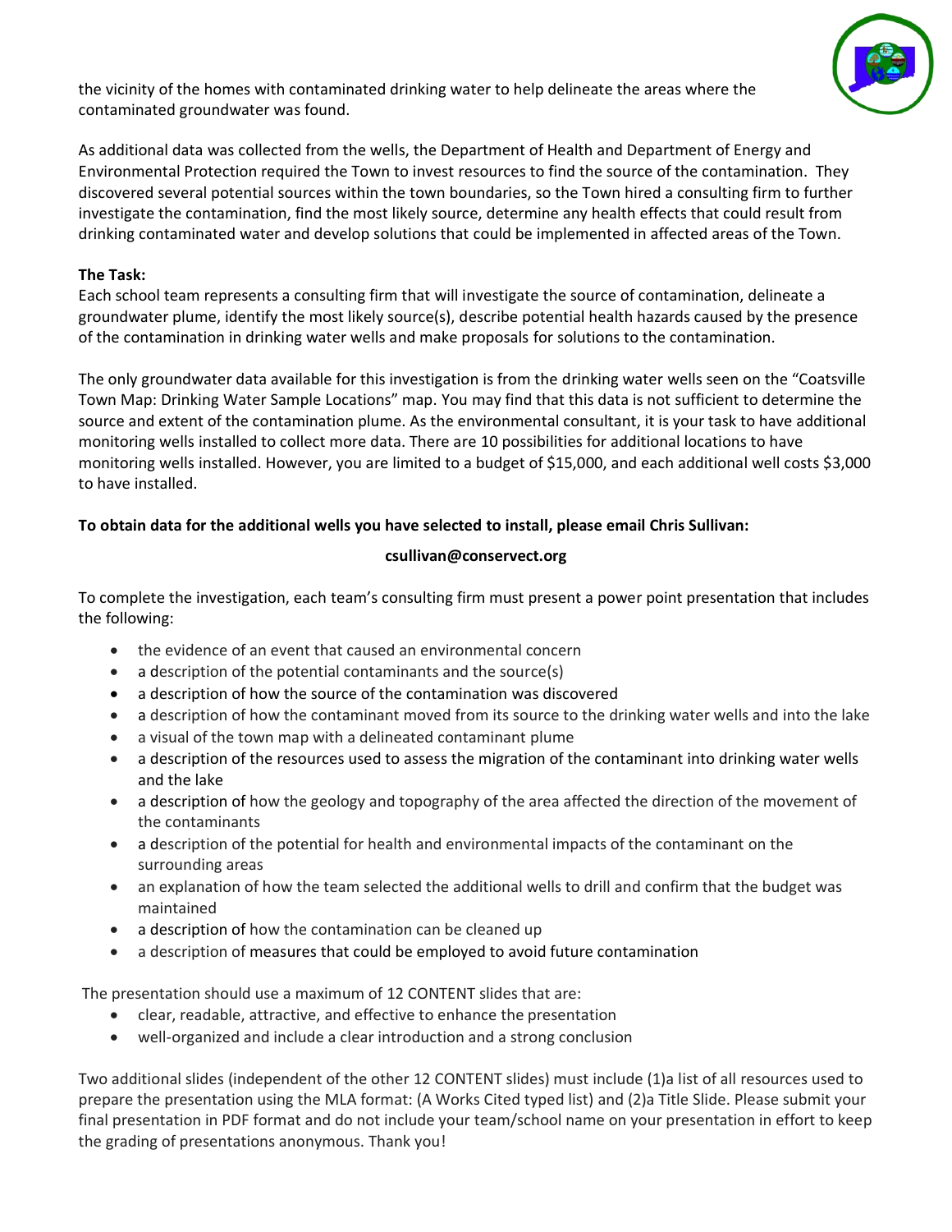the vicinity of the homes with contaminated drinking water to help delineate the areas where the contaminated groundwater was found.

As additional data was collected from the wells, the Department of Health and Department of Energy and Environmental Protection required the Town to invest resources to find the source of the contamination. They discovered several potential sources within the town boundaries, so the Town hired a consulting firm to further investigate the contamination, find the most likely source, determine any health effects that could result from drinking contaminated water and develop solutions that could be implemented in affected areas of the Town.

**The Task:**

Each school team represents a consulting firm that will investigate the source of contamination, delineate a groundwater plume, identify the most likely source(s), describe potential health hazards caused by the presence of the contamination in drinking water wells and make proposals for solutions to the contamination.

The only groundwater data available for this investigation is from the drinking water wells seen on the "Coatsville Town Map: Drinking Water Sample Locations" map. You may find that this data is not sufficient to determine the source and extent of the contamination plume. As the environmental consultant, it is your task to have additional monitoring wells installed to collect more data. There are 10 possibilities for additional locations to have monitoring wells installed. However, you are limited to a budget of $15,000, and each additional well costs $3,000 to have installed.

**To obtain data for the additional wells you have selected to install, please email Chris Sullivan:**

**csullivan@conservect.org**

To complete the investigation, each team's consulting firm must present a power point presentation that includes the following:

- the evidence of an event that caused an environmental concern
- a description of the potential contaminants and the source(s)
- a description of how the source of the contamination was discovered
- a description of how the contaminant moved from its source to the drinking water wells and into the lake
- a visual of the town map with a delineated contaminant plume
- a description of the resources used to assess the migration of the contaminant into drinking water wells and the lake
- a description of how the geology and topography of the area affected the direction of the movement of the contaminants
- a description of the potential for health and environmental impacts of the contaminant on the surrounding areas
- an explanation of how the team selected the additional wells to drill and confirm that the budget was maintained
- a description of how the contamination can be cleaned up
- a description of measures that could be employed to avoid future contamination

The presentation should use a maximum of 12 CONTENT slides that are:

- clear, readable, attractive, and effective to enhance the presentation
- well-organized and include a clear introduction and a strong conclusion

Two additional slides (independent of the other 12 CONTENT slides) must include (1)a list of all resources used to prepare the presentation using the MLA format: (A Works Cited typed list) and (2)a Title Slide. Please submit your final presentation in PDF format and do not include your team/school name on your presentation in effort to keep the grading of presentations anonymous. Thank you!